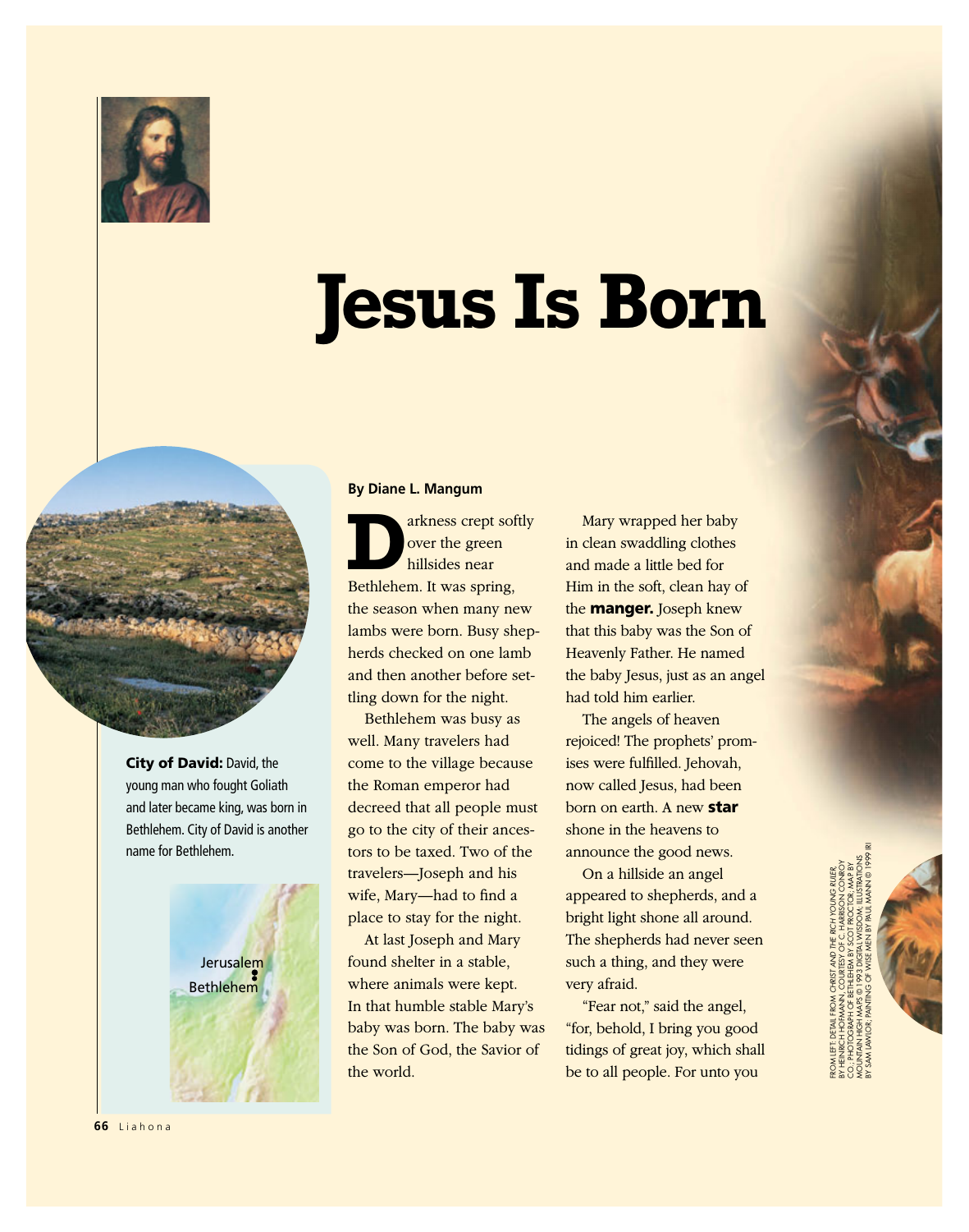# Jesus Is Born

**By Diane L. Mangum**

Darkness crept softly over the green hillsides near Bethlehem. It was spring, the season when many new lambs were born. Busy shepherds checked on one lamb and then another before settling down for the night.

Bethlehem was busy as well. Many travelers had come to the village because the Roman emperor had decreed that all people must go to the city of their ancestors to be taxed. Two of the travelers—Joseph and his wife, Mary—had to find a place to stay for the night.

At last Joseph and Mary found shelter in a stable, where animals were kept. In that humble stable Mary's baby was born. The baby was the Son of God, the Savior of the world.

Mary wrapped her baby in clean swaddling clothes and made a little bed for Him in the soft, clean hay of the **manger.** Joseph knew that this baby was the Son of Heavenly Father. He named the baby Jesus, just as an angel had told him earlier.

The angels of heaven rejoiced! The prophets' promises were fulfilled. Jehovah, now called Jesus, had been born on earth. A new **star** shone in the heavens to announce the good news.

On a hillside an angel appeared to shepherds, and a bright light shone all around. The shepherds had never seen such a thing, and they were very afraid.

"Fear not," said the angel, "for, behold, I bring you good tidings of great joy, which shall be to all people. For unto you

**City of David:** David, the young man who fought Goliath and later became king, was born in Bethlehem. City of David is another name for Bethlehem.

Jerusalem
Bethlehem

FROM LEFT: DETAIL FROM *CHRIST AND THE RICH YOUNG RULER*, BY HEINRICH HOFMANN, COURTESY OF C. HARRISON CONROY CO.; PHOTOGRAPH OF BETHLEHEM BY SCOT PROCTOR; MAP BY MOUNTAIN HIGH MAPS © 1993 DIGITAL WISDOM; ILLUSTRATIONS BY SAM LAWLOR; PAINTING OF WISE MEN BY PAUL MANN © 1999 IRI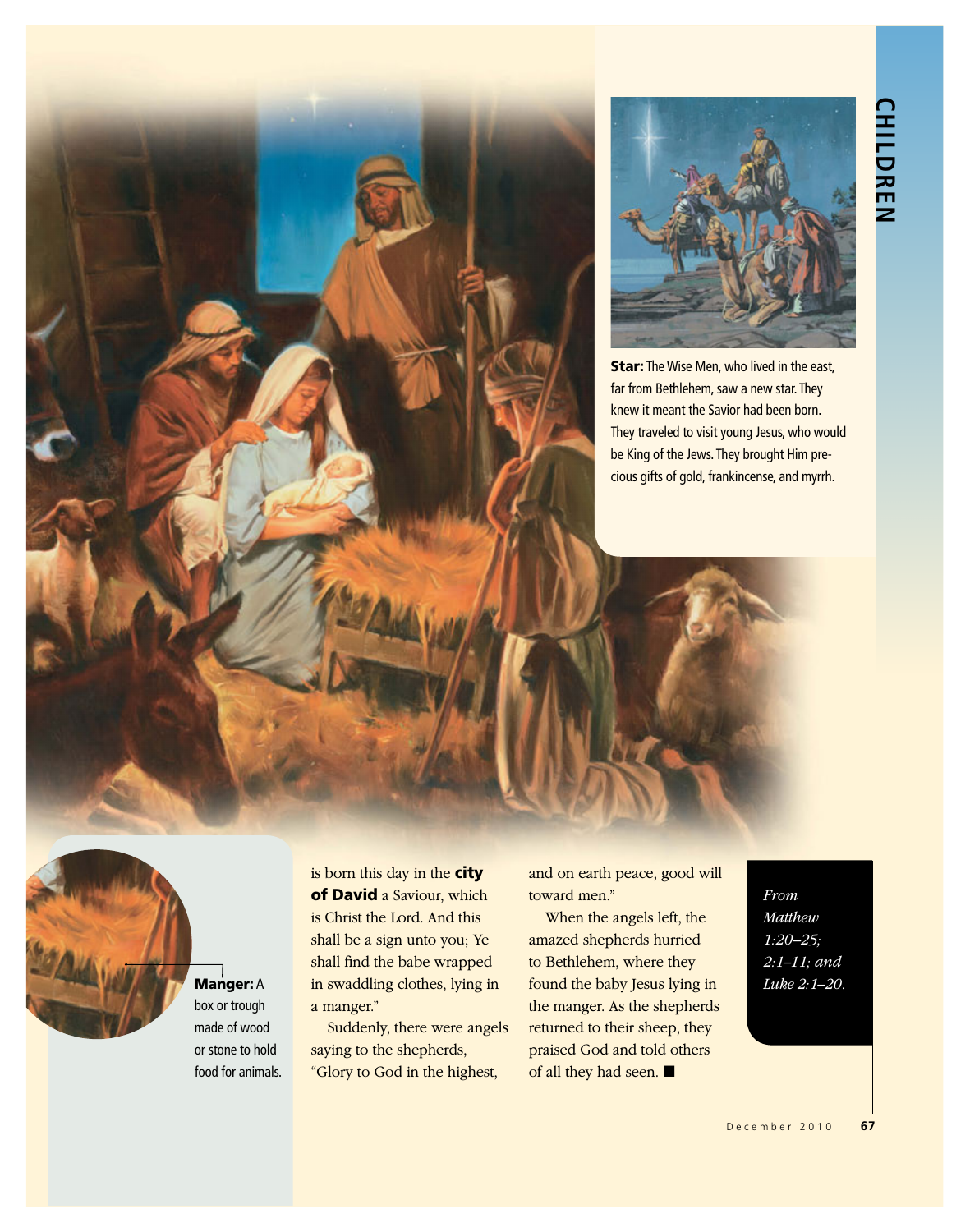**Star:** The Wise Men, who lived in the east, far from Bethlehem, saw a new star. They knew it meant the Savior had been born. They traveled to visit young Jesus, who would be King of the Jews. They brought Him precious gifts of gold, frankincense, and myrrh.

**Manger:** A box or trough made of wood or stone to hold food for animals.

is born this day in the **city of David** a Saviour, which is Christ the Lord. And this shall be a sign unto you; Ye shall find the babe wrapped in swaddling clothes, lying in a manger."

Suddenly, there were angels saying to the shepherds, "Glory to God in the highest, and on earth peace, good will toward men."

When the angels left, the amazed shepherds hurried to Bethlehem, where they found the baby Jesus lying in the manger. As the shepherds returned to their sheep, they praised God and told others of all they had seen. ■

*From Matthew 1:20–25; 2:1–11; and Luke 2:1–20.*